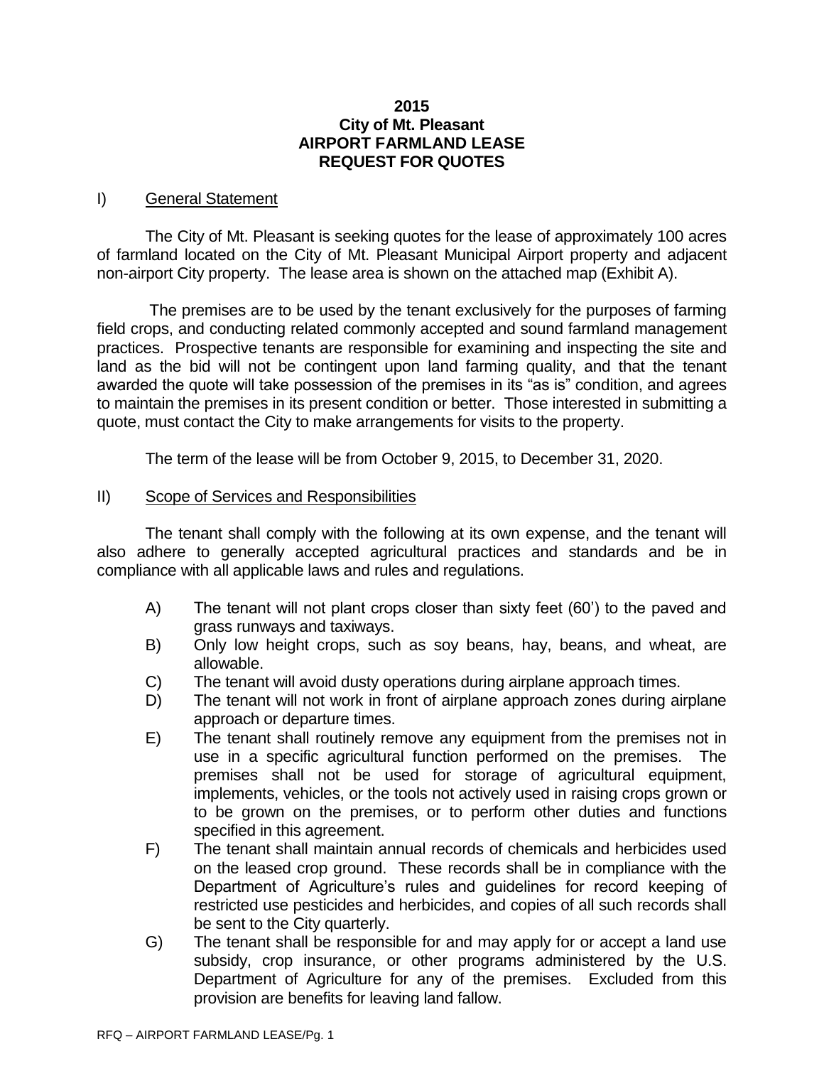# 2015
# City of Mt. Pleasant
# AIRPORT FARMLAND LEASE
# REQUEST FOR QUOTES

## I) General Statement

The City of Mt. Pleasant is seeking quotes for the lease of approximately 100 acres of farmland located on the City of Mt. Pleasant Municipal Airport property and adjacent non-airport City property. The lease area is shown on the attached map (Exhibit A).

The premises are to be used by the tenant exclusively for the purposes of farming field crops, and conducting related commonly accepted and sound farmland management practices. Prospective tenants are responsible for examining and inspecting the site and land as the bid will not be contingent upon land farming quality, and that the tenant awarded the quote will take possession of the premises in its "as is" condition, and agrees to maintain the premises in its present condition or better. Those interested in submitting a quote, must contact the City to make arrangements for visits to the property.

The term of the lease will be from October 9, 2015, to December 31, 2020.

## II) Scope of Services and Responsibilities

The tenant shall comply with the following at its own expense, and the tenant will also adhere to generally accepted agricultural practices and standards and be in compliance with all applicable laws and rules and regulations.

A) The tenant will not plant crops closer than sixty feet (60') to the paved and grass runways and taxiways.

B) Only low height crops, such as soy beans, hay, beans, and wheat, are allowable.

C) The tenant will avoid dusty operations during airplane approach times.

D) The tenant will not work in front of airplane approach zones during airplane approach or departure times.

E) The tenant shall routinely remove any equipment from the premises not in use in a specific agricultural function performed on the premises. The premises shall not be used for storage of agricultural equipment, implements, vehicles, or the tools not actively used in raising crops grown or to be grown on the premises, or to perform other duties and functions specified in this agreement.

F) The tenant shall maintain annual records of chemicals and herbicides used on the leased crop ground. These records shall be in compliance with the Department of Agriculture's rules and guidelines for record keeping of restricted use pesticides and herbicides, and copies of all such records shall be sent to the City quarterly.

G) The tenant shall be responsible for and may apply for or accept a land use subsidy, crop insurance, or other programs administered by the U.S. Department of Agriculture for any of the premises. Excluded from this provision are benefits for leaving land fallow.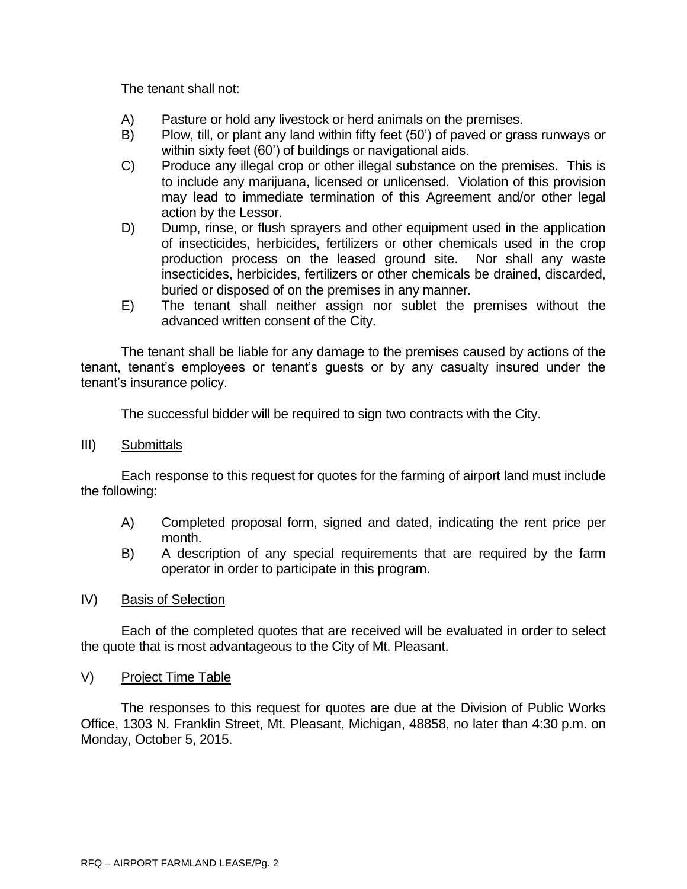The tenant shall not:

A) Pasture or hold any livestock or herd animals on the premises.
B) Plow, till, or plant any land within fifty feet (50') of paved or grass runways or within sixty feet (60') of buildings or navigational aids.
C) Produce any illegal crop or other illegal substance on the premises. This is to include any marijuana, licensed or unlicensed. Violation of this provision may lead to immediate termination of this Agreement and/or other legal action by the Lessor.
D) Dump, rinse, or flush sprayers and other equipment used in the application of insecticides, herbicides, fertilizers or other chemicals used in the crop production process on the leased ground site. Nor shall any waste insecticides, herbicides, fertilizers or other chemicals be drained, discarded, buried or disposed of on the premises in any manner.
E) The tenant shall neither assign nor sublet the premises without the advanced written consent of the City.

The tenant shall be liable for any damage to the premises caused by actions of the tenant, tenant's employees or tenant's guests or by any casualty insured under the tenant's insurance policy.

The successful bidder will be required to sign two contracts with the City.

## III) Submittals

Each response to this request for quotes for the farming of airport land must include the following:

A) Completed proposal form, signed and dated, indicating the rent price per month.
B) A description of any special requirements that are required by the farm operator in order to participate in this program.

## IV) Basis of Selection

Each of the completed quotes that are received will be evaluated in order to select the quote that is most advantageous to the City of Mt. Pleasant.

## V) Project Time Table

The responses to this request for quotes are due at the Division of Public Works Office, 1303 N. Franklin Street, Mt. Pleasant, Michigan, 48858, no later than 4:30 p.m. on Monday, October 5, 2015.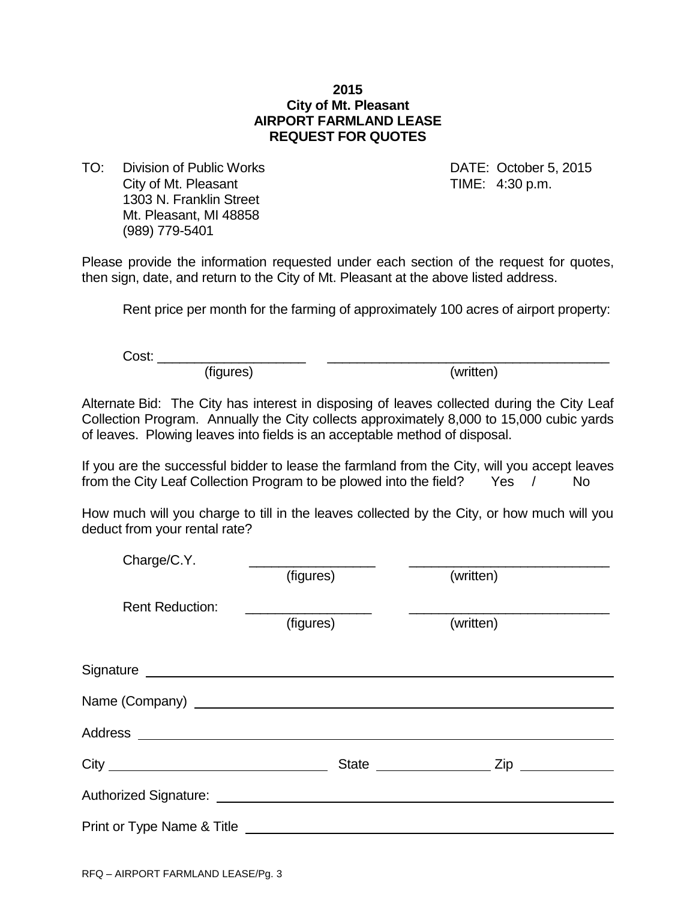**2015**
**City of Mt. Pleasant**
**AIRPORT FARMLAND LEASE**
**REQUEST FOR QUOTES**

TO: Division of Public Works
City of Mt. Pleasant
1303 N. Franklin Street
Mt. Pleasant, MI 48858
(989) 779-5401

DATE: October 5, 2015
TIME: 4:30 p.m.

Please provide the information requested under each section of the request for quotes, then sign, date, and return to the City of Mt. Pleasant at the above listed address.

Rent price per month for the farming of approximately 100 acres of airport property:

Cost: ____________________ (figures) ________________________________________ (written)

Alternate Bid: The City has interest in disposing of leaves collected during the City Leaf Collection Program. Annually the City collects approximately 8,000 to 15,000 cubic yards of leaves. Plowing leaves into fields is an acceptable method of disposal.

If you are the successful bidder to lease the farmland from the City, will you accept leaves from the City Leaf Collection Program to be plowed into the field? Yes / No

How much will you charge to till in the leaves collected by the City, or how much will you deduct from your rental rate?

Charge/C.Y. _________________ (figures) ___________________________ (written)

Rent Reduction: _________________ (figures) ___________________________ (written)

Signature ________________________________________________

Name (Company) ________________________________________________

Address ________________________________________________

City ______________________ State ______________ Zip ____________

Authorized Signature: ________________________________________________

Print or Type Name & Title ________________________________________________

RFQ – AIRPORT FARMLAND LEASE/Pg. 3